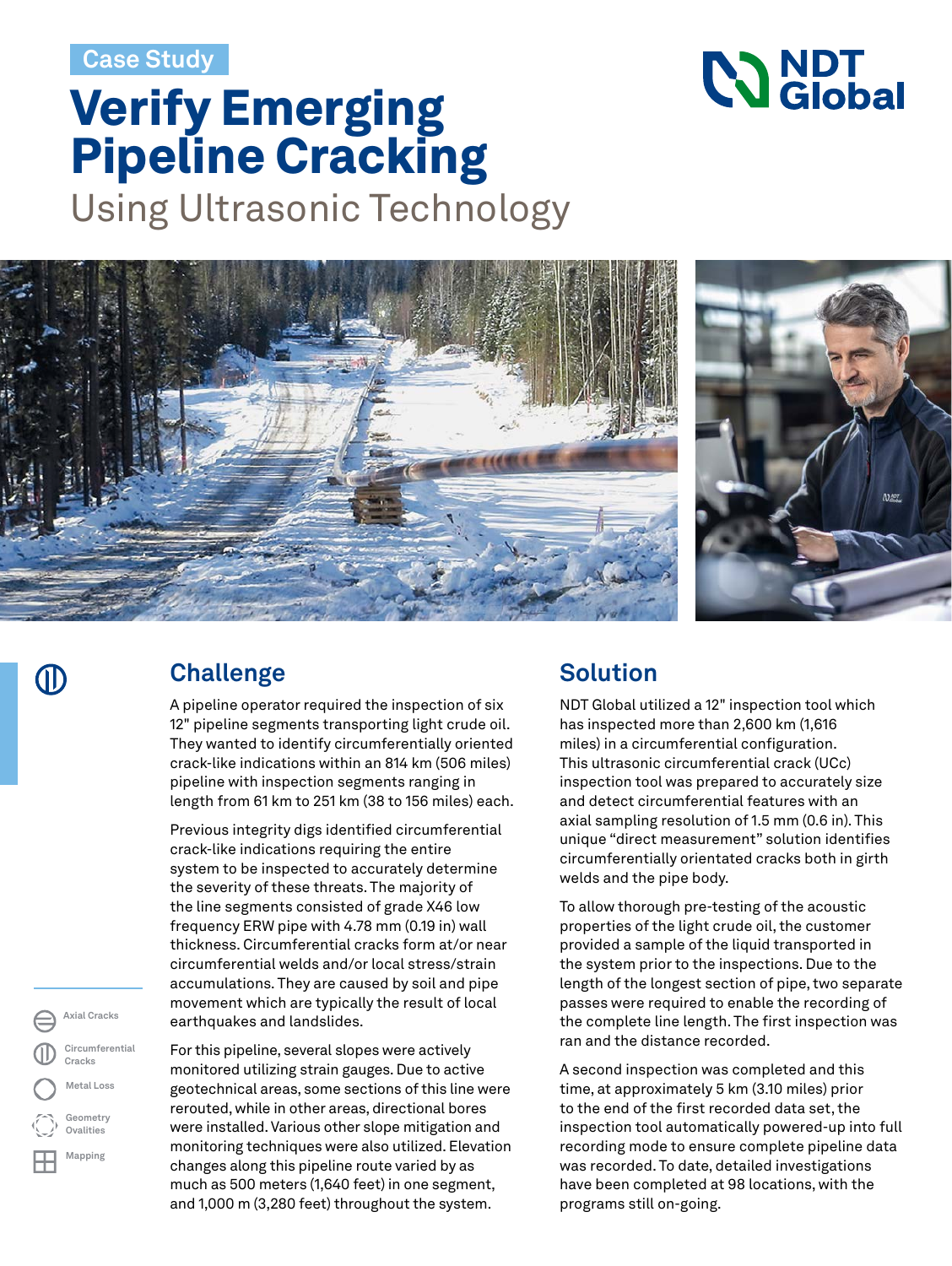Case Study

# Verify Emerging Pipeline Cracking

## Using Ultrasonic Technology

NDT Global

## Challenge

A pipeline operator required the inspection of six 12" pipeline segments transporting light crude oil. They wanted to identify circumferentially oriented crack-like indications within an 814 km (506 miles) pipeline with inspection segments ranging in length from 61 km to 251 km (38 to 156 miles) each.

Previous integrity digs identified circumferential crack-like indications requiring the entire system to be inspected to accurately determine the severity of these threats. The majority of the line segments consisted of grade X46 low frequency ERW pipe with 4.78 mm (0.19 in) wall thickness. Circumferential cracks form at/or near circumferential welds and/or local stress/strain accumulations. They are caused by soil and pipe movement which are typically the result of local earthquakes and landslides.

For this pipeline, several slopes were actively monitored utilizing strain gauges. Due to active geotechnical areas, some sections of this line were rerouted, while in other areas, directional bores were installed. Various other slope mitigation and monitoring techniques were also utilized. Elevation changes along this pipeline route varied by as much as 500 meters (1,640 feet) in one segment, and 1,000 m (3,280 feet) throughout the system.

## Solution

NDT Global utilized a 12" inspection tool which has inspected more than 2,600 km (1,616 miles) in a circumferential configuration. This ultrasonic circumferential crack (UCc) inspection tool was prepared to accurately size and detect circumferential features with an axial sampling resolution of 1.5 mm (0.6 in). This unique "direct measurement" solution identifies circumferentially orientated cracks both in girth welds and the pipe body.

To allow thorough pre-testing of the acoustic properties of the light crude oil, the customer provided a sample of the liquid transported in the system prior to the inspections. Due to the length of the longest section of pipe, two separate passes were required to enable the recording of the complete line length. The first inspection was ran and the distance recorded.

A second inspection was completed and this time, at approximately 5 km (3.10 miles) prior to the end of the first recorded data set, the inspection tool automatically powered-up into full recording mode to ensure complete pipeline data was recorded. To date, detailed investigations have been completed at 98 locations, with the programs still on-going.

- Axial Cracks
- Circumferential Cracks
- Metal Loss
- Geometry Ovalities
- Mapping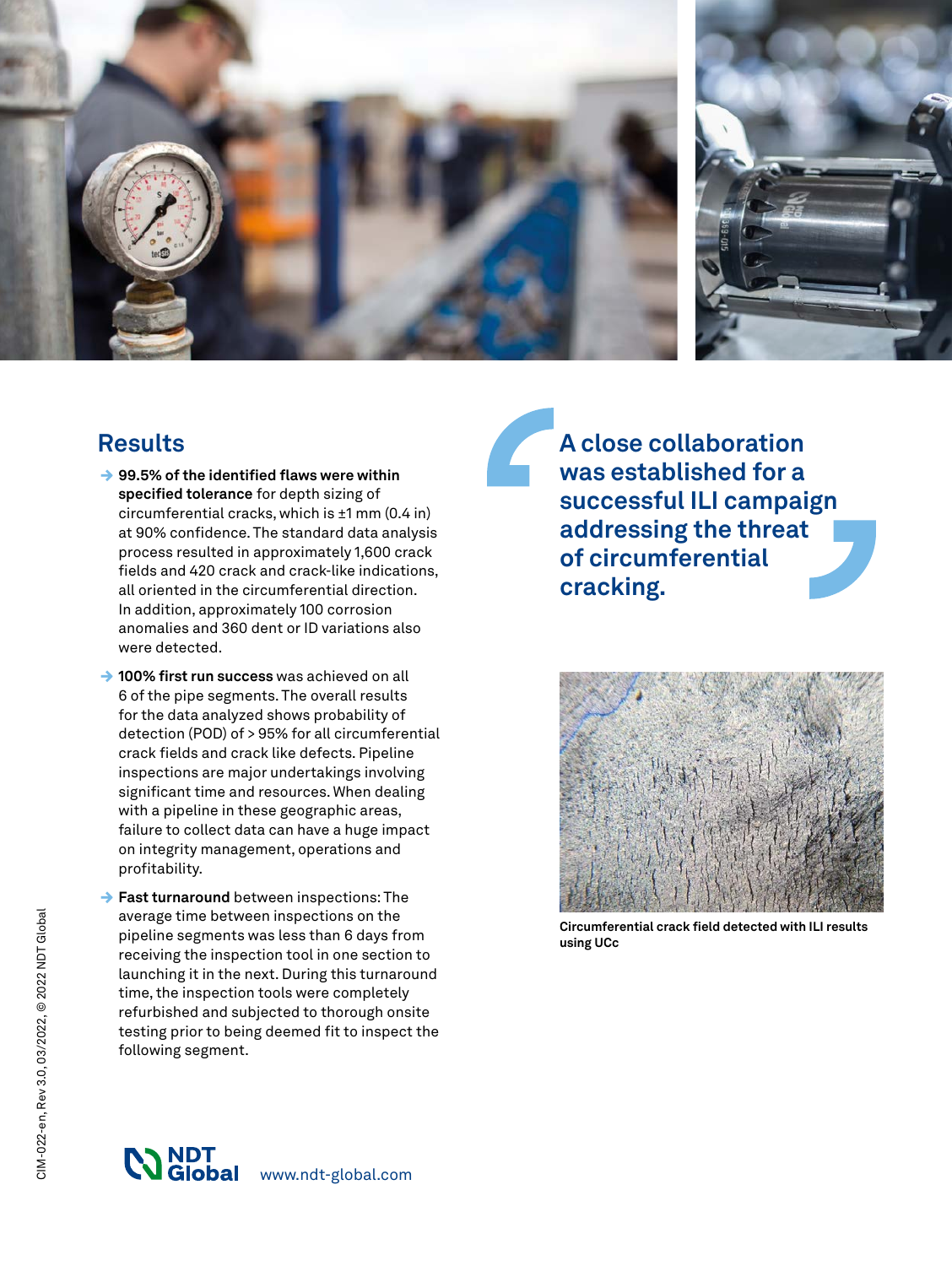## Results

- **99.5% of the identified flaws were within specified tolerance** for depth sizing of circumferential cracks, which is ±1 mm (0.4 in) at 90% confidence. The standard data analysis process resulted in approximately 1,600 crack fields and 420 crack and crack-like indications, all oriented in the circumferential direction. In addition, approximately 100 corrosion anomalies and 360 dent or ID variations also were detected.
- **100% first run success** was achieved on all 6 of the pipe segments. The overall results for the data analyzed shows probability of detection (POD) of > 95% for all circumferential crack fields and crack like defects. Pipeline inspections are major undertakings involving significant time and resources. When dealing with a pipeline in these geographic areas, failure to collect data can have a huge impact on integrity management, operations and profitability.
- **Fast turnaround** between inspections: The average time between inspections on the pipeline segments was less than 6 days from receiving the inspection tool in one section to launching it in the next. During this turnaround time, the inspection tools were completely refurbished and subjected to thorough onsite testing prior to being deemed fit to inspect the following segment.

> **A close collaboration was established for a successful ILI campaign addressing the threat of circumferential cracking.**

**Circumferential crack field detected with ILI results using UCc**

CIM-022-en, Rev 3.0, 03/2022, © 2022 NDT Global

NDT Global www.ndt-global.com